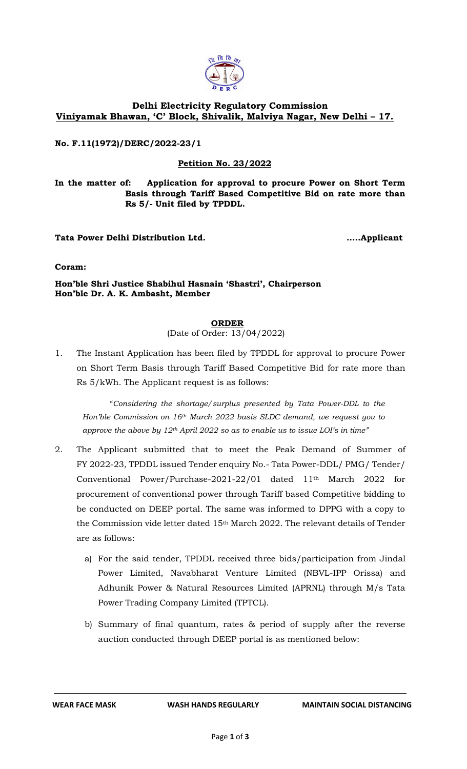# Delhi Electricity Regulatory Commission

**Viniyamak Bhawan, 'C' Block, Shivalik, Malviya Nagar, New Delhi – 17.**

**No. F.11(1972)/DERC/2022-23/1**

**Petition No. 23/2022**

**In the matter of: Application for approval to procure Power on Short Term Basis through Tariff Based Competitive Bid on rate more than Rs 5/- Unit filed by TPDDL.**

**Tata Power Delhi Distribution Ltd. .....Applicant**

**Coram:**

**Hon'ble Shri Justice Shabihul Hasnain 'Shastri', Chairperson**
**Hon'ble Dr. A. K. Ambasht, Member**

## ORDER

(Date of Order: 13/04/2022)

1. The Instant Application has been filed by TPDDL for approval to procure Power on Short Term Basis through Tariff Based Competitive Bid for rate more than Rs 5/kWh. The Applicant request is as follows:

   "*Considering the shortage/surplus presented by Tata Power-DDL to the Hon'ble Commission on 16th March 2022 basis SLDC demand, we request you to approve the above by 12th April 2022 so as to enable us to issue LOI's in time"*

2. The Applicant submitted that to meet the Peak Demand of Summer of FY 2022-23, TPDDL issued Tender enquiry No.- Tata Power-DDL/ PMG/ Tender/ Conventional Power/Purchase-2021-22/01 dated 11th March 2022 for procurement of conventional power through Tariff based Competitive bidding to be conducted on DEEP portal. The same was informed to DPPG with a copy to the Commission vide letter dated 15th March 2022. The relevant details of Tender are as follows:

   a) For the said tender, TPDDL received three bids/participation from Jindal Power Limited, Navabharat Venture Limited (NBVL-IPP Orissa) and Adhunik Power & Natural Resources Limited (APRNL) through M/s Tata Power Trading Company Limited (TPTCL).

   b) Summary of final quantum, rates & period of supply after the reverse auction conducted through DEEP portal is as mentioned below: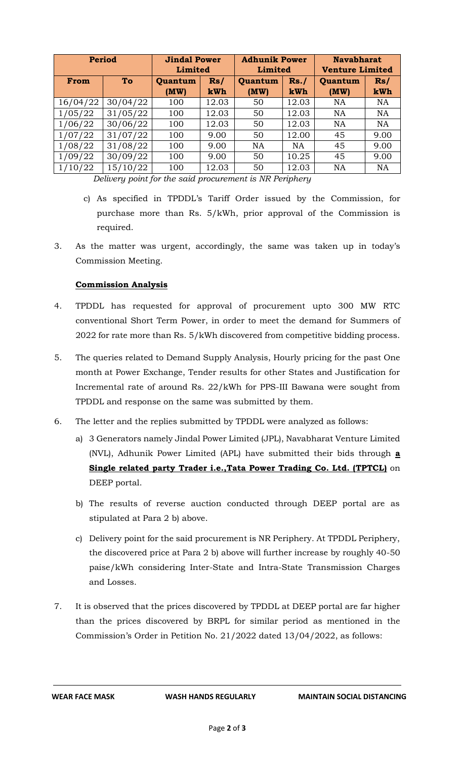| Period | | Jindal Power Limited | | Adhunik Power Limited | | Navabharat Venture Limited | |
|---|---|---|---|---|---|---|---|
| **From** | **To** | **Quantum (MW)** | **Rs/ kWh** | **Quantum (MW)** | **Rs./ kWh** | **Quantum (MW)** | **Rs/ kWh** |
| 16/04/22 | 30/04/22 | 100 | 12.03 | 50 | 12.03 | NA | NA |
| 1/05/22 | 31/05/22 | 100 | 12.03 | 50 | 12.03 | NA | NA |
| 1/06/22 | 30/06/22 | 100 | 12.03 | 50 | 12.03 | NA | NA |
| 1/07/22 | 31/07/22 | 100 | 9.00 | 50 | 12.00 | 45 | 9.00 |
| 1/08/22 | 31/08/22 | 100 | 9.00 | NA | NA | 45 | 9.00 |
| 1/09/22 | 30/09/22 | 100 | 9.00 | 50 | 10.25 | 45 | 9.00 |
| 1/10/22 | 15/10/22 | 100 | 12.03 | 50 | 12.03 | NA | NA |

*Delivery point for the said procurement is NR Periphery*

c) As specified in TPDDL's Tariff Order issued by the Commission, for purchase more than Rs. 5/kWh, prior approval of the Commission is required.

3. As the matter was urgent, accordingly, the same was taken up in today's Commission Meeting.

**Commission Analysis**

4. TPDDL has requested for approval of procurement upto 300 MW RTC conventional Short Term Power, in order to meet the demand for Summers of 2022 for rate more than Rs. 5/kWh discovered from competitive bidding process.

5. The queries related to Demand Supply Analysis, Hourly pricing for the past One month at Power Exchange, Tender results for other States and Justification for Incremental rate of around Rs. 22/kWh for PPS-III Bawana were sought from TPDDL and response on the same was submitted by them.

6. The letter and the replies submitted by TPDDL were analyzed as follows:

   a) 3 Generators namely Jindal Power Limited (JPL), Navabharat Venture Limited (NVL), Adhunik Power Limited (APL) have submitted their bids through **a Single related party Trader i.e.,Tata Power Trading Co. Ltd. (TPTCL)** on DEEP portal.

   b) The results of reverse auction conducted through DEEP portal are as stipulated at Para 2 b) above.

   c) Delivery point for the said procurement is NR Periphery. At TPDDL Periphery, the discovered price at Para 2 b) above will further increase by roughly 40-50 paise/kWh considering Inter-State and Intra-State Transmission Charges and Losses.

7. It is observed that the prices discovered by TPDDL at DEEP portal are far higher than the prices discovered by BRPL for similar period as mentioned in the Commission's Order in Petition No. 21/2022 dated 13/04/2022, as follows: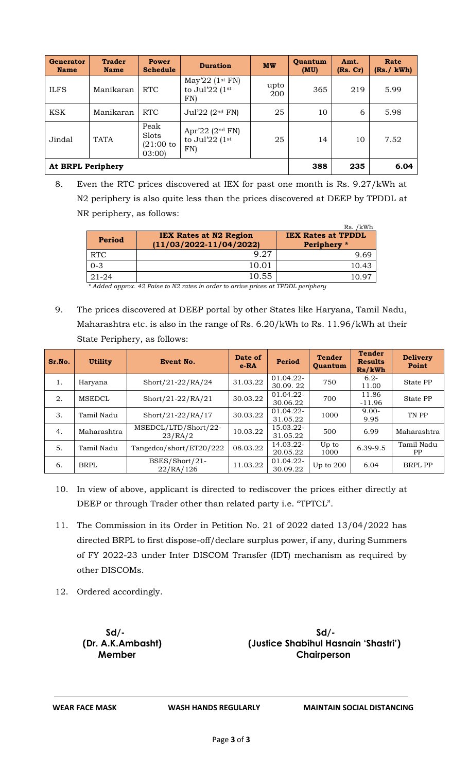| Generator Name | Trader Name | Power Schedule | Duration | MW | Quantum (MU) | Amt. (Rs. Cr) | Rate (Rs./ kWh) |
|---|---|---|---|---|---|---|---|
| ILFS | Manikaran | RTC | May'22 (1st FN) to Jul'22 (1st FN) | upto 200 | 365 | 219 | 5.99 |
| KSK | Manikaran | RTC | Jul'22 (2nd FN) | 25 | 10 | 6 | 5.98 |
| Jindal | TATA | Peak Slots (21:00 to 03:00) | Apr'22 (2nd FN) to Jul'22 (1st FN) | 25 | 14 | 10 | 7.52 |
| **At BRPL Periphery** | | | | | **388** | **235** | **6.04** |

8. Even the RTC prices discovered at IEX for past one month is Rs. 9.27/kWh at N2 periphery is also quite less than the prices discovered at DEEP by TPDDL at NR periphery, as follows:

Rs. /kWh

| Period | IEX Rates at N2 Region (11/03/2022-11/04/2022) | IEX Rates at TPDDL Periphery * |
|---|---|---|
| RTC | 9.27 | 9.69 |
| 0-3 | 10.01 | 10.43 |
| 21-24 | 10.55 | 10.97 |

*\* Added approx. 42 Paise to N2 rates in order to arrive prices at TPDDL periphery*

9. The prices discovered at DEEP portal by other States like Haryana, Tamil Nadu, Maharashtra etc. is also in the range of Rs. 6.20/kWh to Rs. 11.96/kWh at their State Periphery, as follows:

| Sr.No. | Utility | Event No. | Date of e-RA | Period | Tender Quantum | Tender Results Rs/kWh | Delivery Point |
|---|---|---|---|---|---|---|---|
| 1. | Haryana | Short/21-22/RA/24 | 31.03.22 | 01.04.22-30.09.22 | 750 | 6.2-11.00 | State PP |
| 2. | MSEDCL | Short/21-22/RA/21 | 30.03.22 | 01.04.22-30.06.22 | 700 | 11.86 -11.96 | State PP |
| 3. | Tamil Nadu | Short/21-22/RA/17 | 30.03.22 | 01.04.22-31.05.22 | 1000 | 9.00-9.95 | TN PP |
| 4. | Maharashtra | MSEDCL/LTD/Short/22-23/RA/2 | 10.03.22 | 15.03.22-31.05.22 | 500 | 6.99 | Maharashtra |
| 5. | Tamil Nadu | Tangedco/short/ET20/222 | 08.03.22 | 14.03.22-20.05.22 | Up to 1000 | 6.39-9.5 | Tamil Nadu PP |
| 6. | BRPL | BSES/Short/21-22/RA/126 | 11.03.22 | 01.04.22-30.09.22 | Up to 200 | 6.04 | BRPL PP |

10. In view of above, applicant is directed to rediscover the prices either directly at DEEP or through Trader other than related party i.e. "TPTCL".

11. The Commission in its Order in Petition No. 21 of 2022 dated 13/04/2022 has directed BRPL to first dispose-off/declare surplus power, if any, during Summers of FY 2022-23 under Inter DISCOM Transfer (IDT) mechanism as required by other DISCOMs.

12. Ordered accordingly.

**Sd/-**
**(Dr. A.K.Ambasht)**
**Member**

**Sd/-**
**(Justice Shabihul Hasnain 'Shastri')**
**Chairperson**

**WEAR FACE MASK** **WASH HANDS REGULARLY** **MAINTAIN SOCIAL DISTANCING**